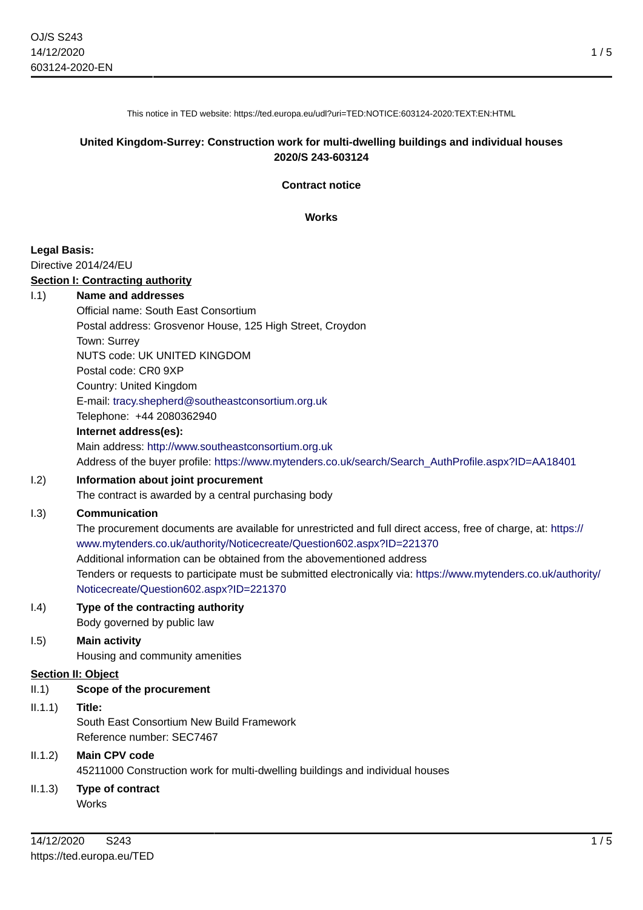This notice in TED website: https://ted.europa.eu/udl?uri=TED:NOTICE:603124-2020:TEXT:EN:HTML

**United Kingdom-Surrey: Construction work for multi-dwelling buildings and individual houses**
**2020/S 243-603124**

**Contract notice**

**Works**

**Legal Basis:**
Directive 2014/24/EU

**Section I: Contracting authority**

I.1) **Name and addresses**

Official name: South East Consortium
Postal address: Grosvenor House, 125 High Street, Croydon
Town: Surrey
NUTS code: UK UNITED KINGDOM
Postal code: CR0 9XP
Country: United Kingdom
E-mail: tracy.shepherd@southeastconsortium.org.uk
Telephone: +44 2080362940

**Internet address(es):**

Main address: http://www.southeastconsortium.org.uk
Address of the buyer profile: https://www.mytenders.co.uk/search/Search_AuthProfile.aspx?ID=AA18401

I.2) **Information about joint procurement**

The contract is awarded by a central purchasing body

I.3) **Communication**

The procurement documents are available for unrestricted and full direct access, free of charge, at: https://www.mytenders.co.uk/authority/Noticecreate/Question602.aspx?ID=221370
Additional information can be obtained from the abovementioned address
Tenders or requests to participate must be submitted electronically via: https://www.mytenders.co.uk/authority/Noticecreate/Question602.aspx?ID=221370

I.4) **Type of the contracting authority**

Body governed by public law

I.5) **Main activity**

Housing and community amenities

**Section II: Object**

II.1) **Scope of the procurement**

II.1.1) **Title:**

South East Consortium New Build Framework
Reference number: SEC7467

II.1.2) **Main CPV code**

45211000 Construction work for multi-dwelling buildings and individual houses

II.1.3) **Type of contract**

Works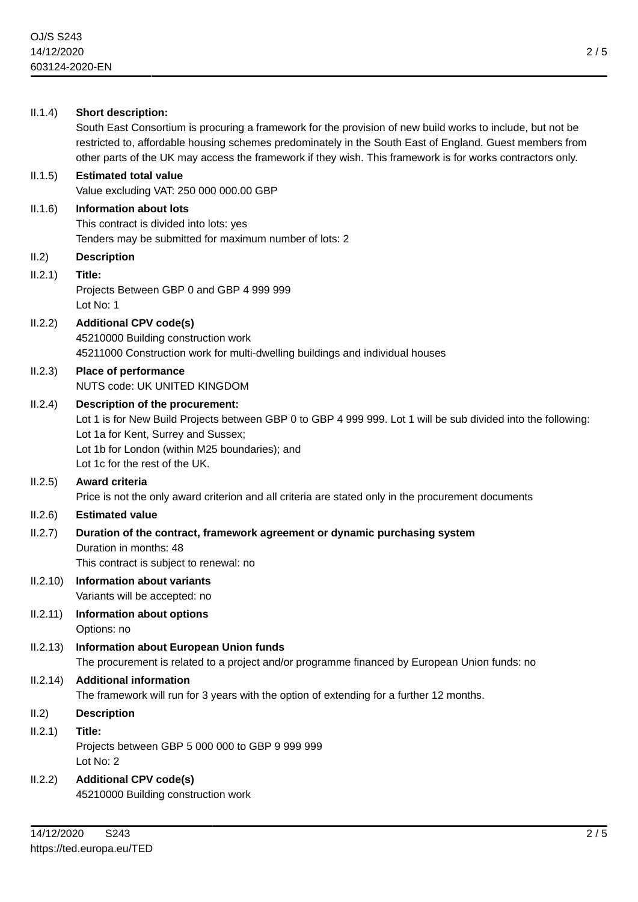II.1.4) **Short description:**

South East Consortium is procuring a framework for the provision of new build works to include, but not be restricted to, affordable housing schemes predominately in the South East of England. Guest members from other parts of the UK may access the framework if they wish. This framework is for works contractors only.

II.1.5) **Estimated total value**

Value excluding VAT: 250 000 000.00 GBP

II.1.6) **Information about lots**

This contract is divided into lots: yes

Tenders may be submitted for maximum number of lots: 2

II.2) **Description**

II.2.1) **Title:**

Projects Between GBP 0 and GBP 4 999 999

Lot No: 1

II.2.2) **Additional CPV code(s)**

45210000 Building construction work

45211000 Construction work for multi-dwelling buildings and individual houses

II.2.3) **Place of performance**

NUTS code: UK UNITED KINGDOM

II.2.4) **Description of the procurement:**

Lot 1 is for New Build Projects between GBP 0 to GBP 4 999 999. Lot 1 will be sub divided into the following:

Lot 1a for Kent, Surrey and Sussex;

Lot 1b for London (within M25 boundaries); and

Lot 1c for the rest of the UK.

II.2.5) **Award criteria**

Price is not the only award criterion and all criteria are stated only in the procurement documents

II.2.6) **Estimated value**

II.2.7) **Duration of the contract, framework agreement or dynamic purchasing system**

Duration in months: 48

This contract is subject to renewal: no

II.2.10) **Information about variants**

Variants will be accepted: no

II.2.11) **Information about options**

Options: no

II.2.13) **Information about European Union funds**

The procurement is related to a project and/or programme financed by European Union funds: no

II.2.14) **Additional information**

The framework will run for 3 years with the option of extending for a further 12 months.

II.2) **Description**

II.2.1) **Title:**

Projects between GBP 5 000 000 to GBP 9 999 999

Lot No: 2

II.2.2) **Additional CPV code(s)**

45210000 Building construction work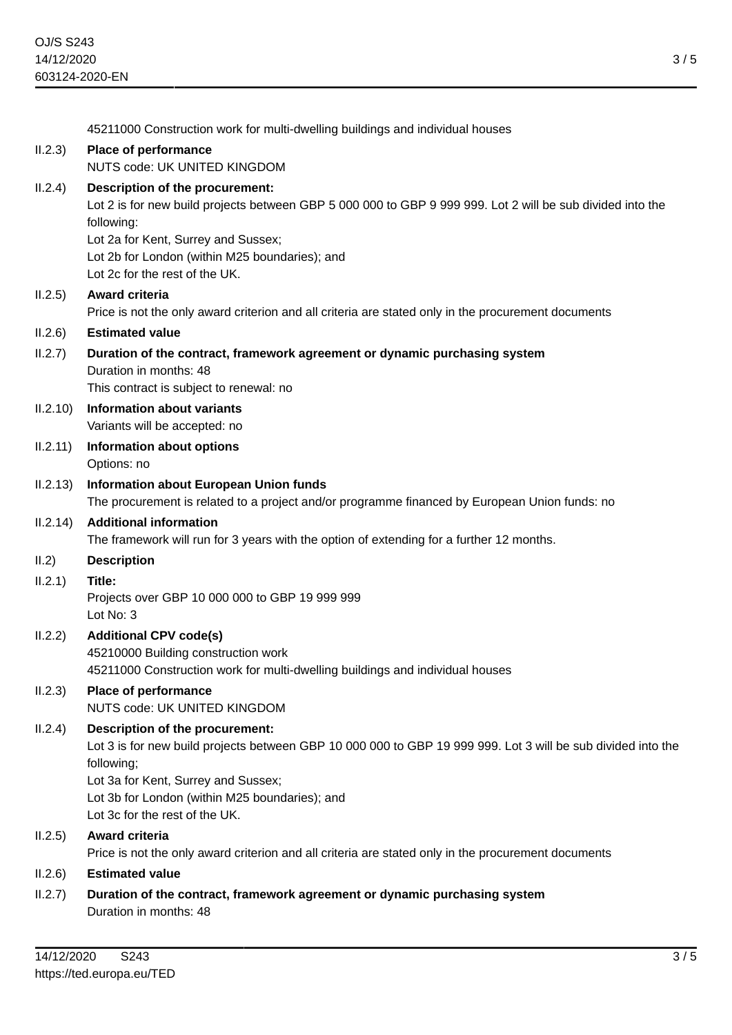45211000 Construction work for multi-dwelling buildings and individual houses

II.2.3) **Place of performance**

NUTS code: UK UNITED KINGDOM

II.2.4) **Description of the procurement:**

Lot 2 is for new build projects between GBP 5 000 000 to GBP 9 999 999. Lot 2 will be sub divided into the following:

Lot 2a for Kent, Surrey and Sussex;

Lot 2b for London (within M25 boundaries); and

Lot 2c for the rest of the UK.

II.2.5) **Award criteria**

Price is not the only award criterion and all criteria are stated only in the procurement documents

II.2.6) **Estimated value**

II.2.7) **Duration of the contract, framework agreement or dynamic purchasing system**

Duration in months: 48

This contract is subject to renewal: no

II.2.10) **Information about variants**

Variants will be accepted: no

II.2.11) **Information about options**

Options: no

II.2.13) **Information about European Union funds**

The procurement is related to a project and/or programme financed by European Union funds: no

II.2.14) **Additional information**

The framework will run for 3 years with the option of extending for a further 12 months.

II.2) **Description**

II.2.1) **Title:**

Projects over GBP 10 000 000 to GBP 19 999 999

Lot No: 3

II.2.2) **Additional CPV code(s)**

45210000 Building construction work

45211000 Construction work for multi-dwelling buildings and individual houses

II.2.3) **Place of performance**

NUTS code: UK UNITED KINGDOM

II.2.4) **Description of the procurement:**

Lot 3 is for new build projects between GBP 10 000 000 to GBP 19 999 999. Lot 3 will be sub divided into the following;

Lot 3a for Kent, Surrey and Sussex;

Lot 3b for London (within M25 boundaries); and

Lot 3c for the rest of the UK.

II.2.5) **Award criteria**

Price is not the only award criterion and all criteria are stated only in the procurement documents

II.2.6) **Estimated value**

II.2.7) **Duration of the contract, framework agreement or dynamic purchasing system**

Duration in months: 48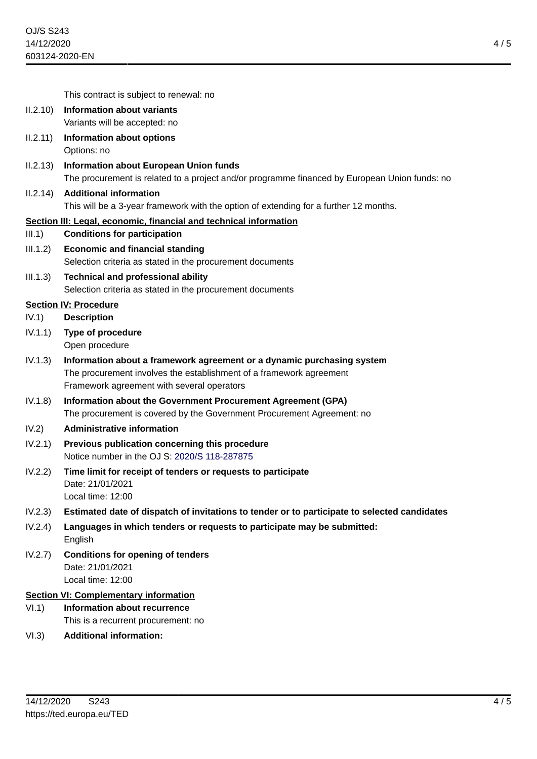This contract is subject to renewal: no

II.2.10) **Information about variants**
Variants will be accepted: no

II.2.11) **Information about options**
Options: no

II.2.13) **Information about European Union funds**
The procurement is related to a project and/or programme financed by European Union funds: no

II.2.14) **Additional information**
This will be a 3-year framework with the option of extending for a further 12 months.

## Section III: Legal, economic, financial and technical information

III.1) **Conditions for participation**

III.1.2) **Economic and financial standing**
Selection criteria as stated in the procurement documents

III.1.3) **Technical and professional ability**
Selection criteria as stated in the procurement documents

## Section IV: Procedure

IV.1) **Description**

IV.1.1) **Type of procedure**
Open procedure

IV.1.3) **Information about a framework agreement or a dynamic purchasing system**
The procurement involves the establishment of a framework agreement
Framework agreement with several operators

IV.1.8) **Information about the Government Procurement Agreement (GPA)**
The procurement is covered by the Government Procurement Agreement: no

IV.2) **Administrative information**

IV.2.1) **Previous publication concerning this procedure**
Notice number in the OJ S: 2020/S 118-287875

IV.2.2) **Time limit for receipt of tenders or requests to participate**
Date: 21/01/2021
Local time: 12:00

IV.2.3) **Estimated date of dispatch of invitations to tender or to participate to selected candidates**

IV.2.4) **Languages in which tenders or requests to participate may be submitted:**
English

IV.2.7) **Conditions for opening of tenders**
Date: 21/01/2021
Local time: 12:00

## Section VI: Complementary information

VI.1) **Information about recurrence**
This is a recurrent procurement: no

VI.3) **Additional information:**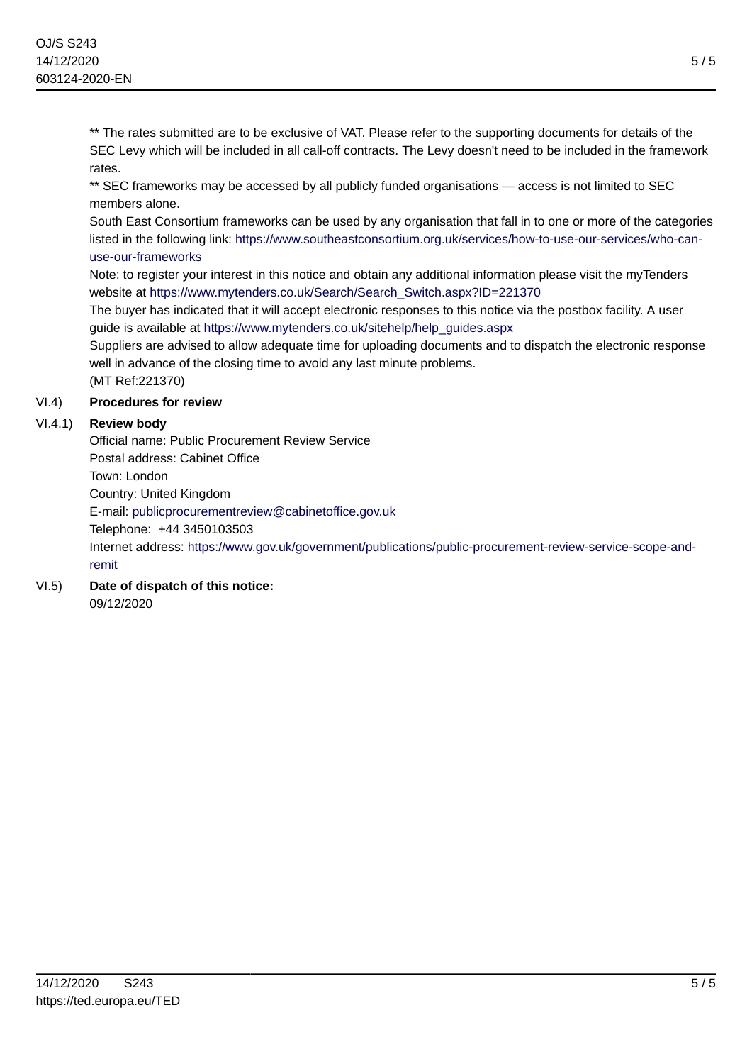** The rates submitted are to be exclusive of VAT. Please refer to the supporting documents for details of the SEC Levy which will be included in all call-off contracts. The Levy doesn't need to be included in the framework rates.

** SEC frameworks may be accessed by all publicly funded organisations — access is not limited to SEC members alone.

South East Consortium frameworks can be used by any organisation that fall in to one or more of the categories listed in the following link: https://www.southeastconsortium.org.uk/services/how-to-use-our-services/who-can-use-our-frameworks

Note: to register your interest in this notice and obtain any additional information please visit the myTenders website at https://www.mytenders.co.uk/Search/Search_Switch.aspx?ID=221370

The buyer has indicated that it will accept electronic responses to this notice via the postbox facility. A user guide is available at https://www.mytenders.co.uk/sitehelp/help_guides.aspx

Suppliers are advised to allow adequate time for uploading documents and to dispatch the electronic response well in advance of the closing time to avoid any last minute problems.

(MT Ref:221370)

VI.4) **Procedures for review**

VI.4.1) **Review body**

Official name: Public Procurement Review Service
Postal address: Cabinet Office
Town: London
Country: United Kingdom
E-mail: publicprocurementreview@cabinetoffice.gov.uk
Telephone: +44 3450103503
Internet address: https://www.gov.uk/government/publications/public-procurement-review-service-scope-and-remit

VI.5) **Date of dispatch of this notice:**

09/12/2020